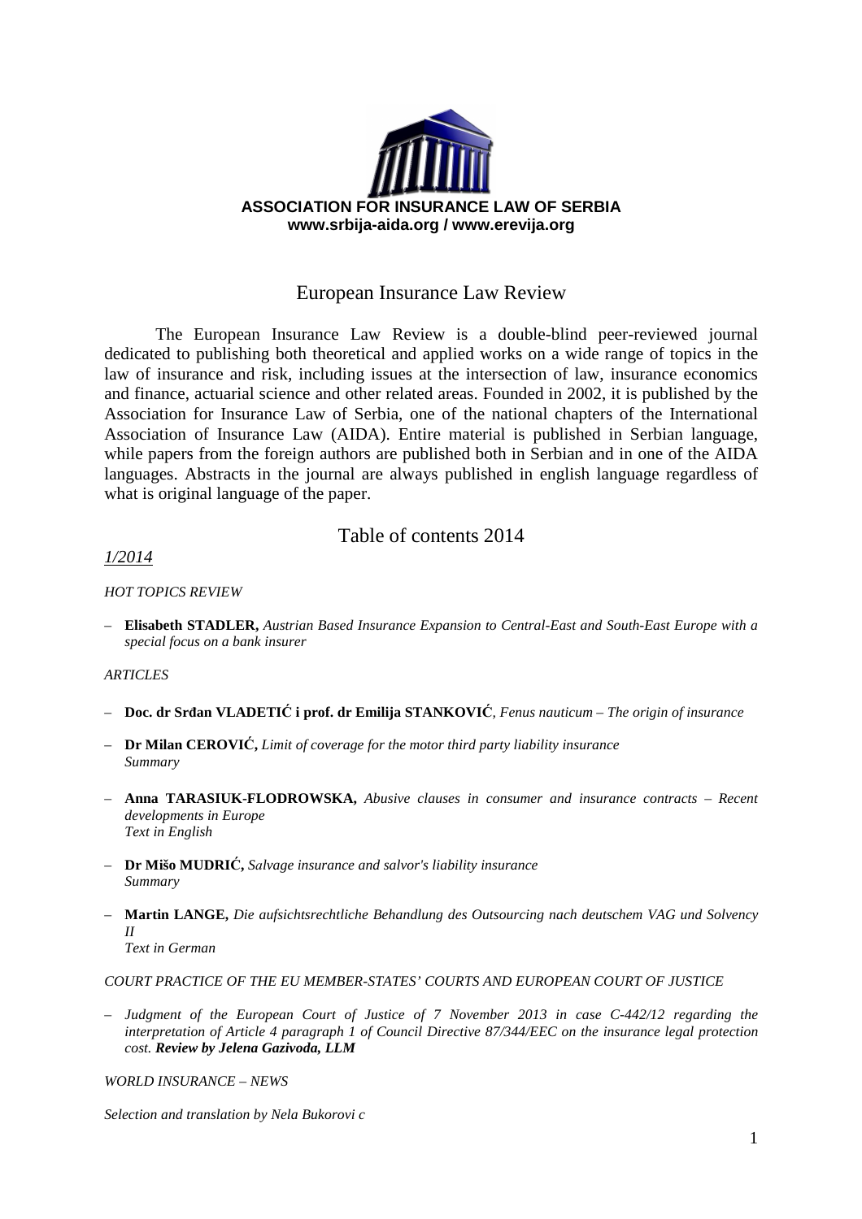**ASSOCIATION FOR INSURANCE LAW OF SERBIA**
**www.srbija-aida.org / www.erevija.org**

# European Insurance Law Review

The European Insurance Law Review is a double-blind peer-reviewed journal dedicated to publishing both theoretical and applied works on a wide range of topics in the law of insurance and risk, including issues at the intersection of law, insurance economics and finance, actuarial science and other related areas. Founded in 2002, it is published by the Association for Insurance Law of Serbia, one of the national chapters of the International Association of Insurance Law (AIDA). Entire material is published in Serbian language, while papers from the foreign authors are published both in Serbian and in one of the AIDA languages. Abstracts in the journal are always published in english language regardless of what is original language of the paper.

## Table of contents 2014

*1/2014*

*HOT TOPICS REVIEW*

– **Elisabeth STADLER,** *Austrian Based Insurance Expansion to Central-East and South-East Europe with a special focus on a bank insurer*

*ARTICLES*

– **Doc. dr Srđan VLADETIĆ i prof. dr Emilija STANKOVIĆ**, *Fenus nauticum – The origin of insurance*

– **Dr Milan CEROVIĆ,** *Limit of coverage for the motor third party liability insurance*
*Summary*

– **Anna TARASIUK-FLODROWSKA,** *Abusive clauses in consumer and insurance contracts – Recent developments in Europe*
*Text in English*

– **Dr Mišo MUDRIĆ,** *Salvage insurance and salvor's liability insurance*
*Summary*

– **Martin LANGE,** *Die aufsichtsrechtliche Behandlung des Outsourcing nach deutschem VAG und Solvency II*
*Text in German*

*COURT PRACTICE OF THE EU MEMBER-STATES' COURTS AND EUROPEAN COURT OF JUSTICE*

– *Judgment of the European Court of Justice of 7 November 2013 in case C-442/12 regarding the interpretation of Article 4 paragraph 1 of Council Directive 87/344/EEC on the insurance legal protection cost.* ***Review by Jelena Gazivoda, LLM***

*WORLD INSURANCE – NEWS*

*Selection and translation by Nela Bukorovi c*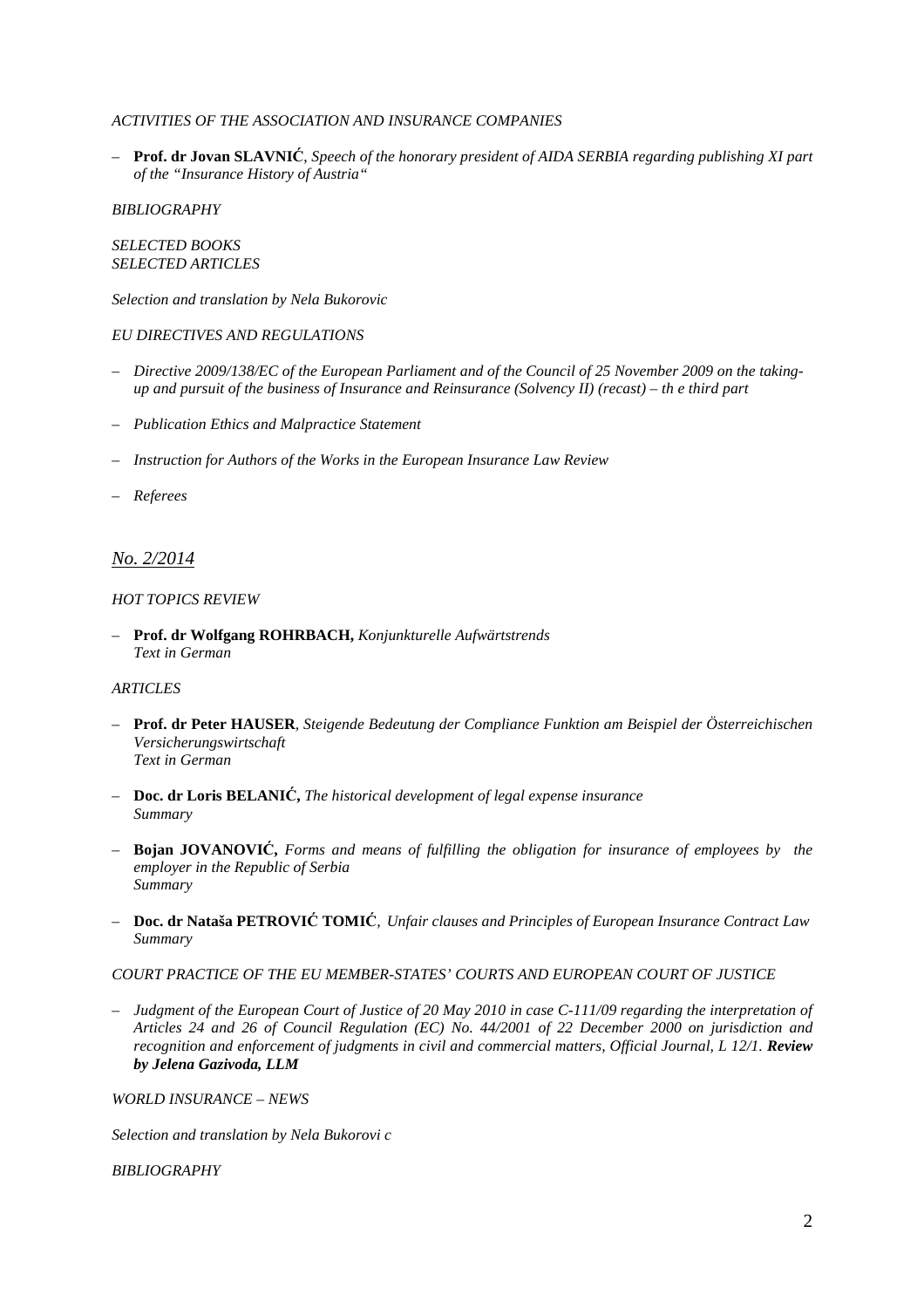*ACTIVITIES OF THE ASSOCIATION AND INSURANCE COMPANIES*

– **Prof. dr Jovan SLAVNIĆ**, *Speech of the honorary president of AIDA SERBIA regarding publishing XI part of the "Insurance History of Austria"*

*BIBLIOGRAPHY*

*SELECTED BOOKS*
*SELECTED ARTICLES*

*Selection and translation by Nela Bukorovic*

*EU DIRECTIVES AND REGULATIONS*

– *Directive 2009/138/EC of the European Parliament and of the Council of 25 November 2009 on the taking-up and pursuit of the business of Insurance and Reinsurance (Solvency II) (recast) – th e third part*

– *Publication Ethics and Malpractice Statement*

– *Instruction for Authors of the Works in the European Insurance Law Review*

– *Referees*

## *No. 2/2014*

*HOT TOPICS REVIEW*

– **Prof. dr Wolfgang ROHRBACH,** *Konjunkturelle Aufwärtstrends*
*Text in German*

*ARTICLES*

– **Prof. dr Peter HAUSER**, *Steigende Bedeutung der Compliance Funktion am Beispiel der Österreichischen Versicherungswirtschaft*
*Text in German*

– **Doc. dr Loris BELANIĆ,** *The historical development of legal expense insurance*
*Summary*

– **Bojan JOVANOVIĆ,** *Forms and means of fulfilling the obligation for insurance of employees by the employer in the Republic of Serbia*
*Summary*

– **Doc. dr Nataša PETROVIĆ TOMIĆ**, *Unfair clauses and Principles of European Insurance Contract Law*
*Summary*

*COURT PRACTICE OF THE EU MEMBER-STATES' COURTS AND EUROPEAN COURT OF JUSTICE*

– *Judgment of the European Court of Justice of 20 May 2010 in case C-111/09 regarding the interpretation of Articles 24 and 26 of Council Regulation (EC) No. 44/2001 of 22 December 2000 on jurisdiction and recognition and enforcement of judgments in civil and commercial matters, Official Journal, L 12/1.* ***Review by Jelena Gazivoda, LLM***

*WORLD INSURANCE – NEWS*

*Selection and translation by Nela Bukorovi c*

*BIBLIOGRAPHY*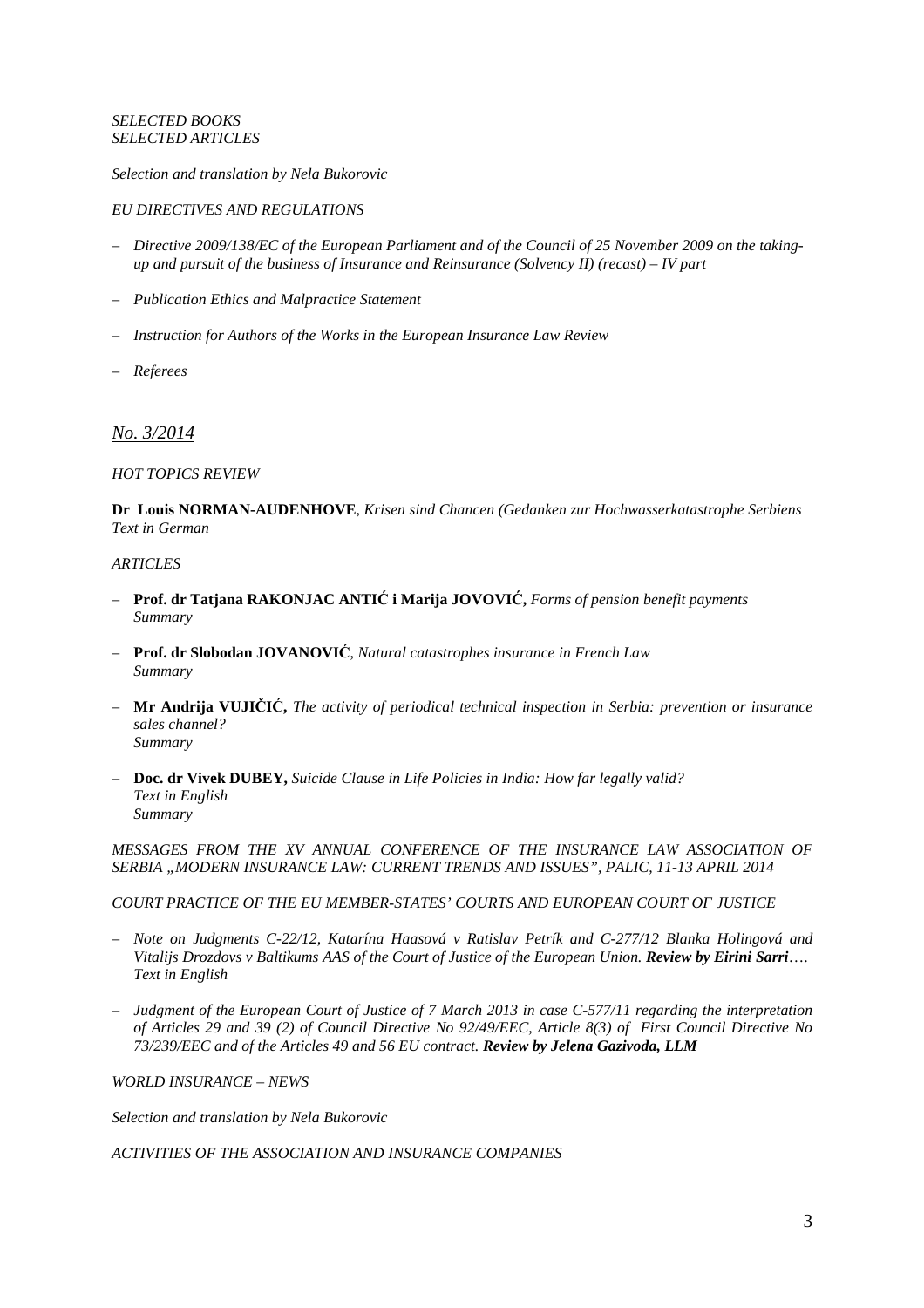*SELECTED BOOKS*
*SELECTED ARTICLES*

*Selection and translation by Nela Bukorovic*

*EU DIRECTIVES AND REGULATIONS*

– *Directive 2009/138/EC of the European Parliament and of the Council of 25 November 2009 on the taking-up and pursuit of the business of Insurance and Reinsurance (Solvency II) (recast) – IV part*

– *Publication Ethics and Malpractice Statement*

– *Instruction for Authors of the Works in the European Insurance Law Review*

– *Referees*

## *No. 3/2014*

*HOT TOPICS REVIEW*

**Dr Louis NORMAN-AUDENHOVE**, *Krisen sind Chancen (Gedanken zur Hochwasserkatastrophe Serbiens*
*Text in German*

*ARTICLES*

– **Prof. dr Tatjana RAKONJAC ANTIĆ i Marija JOVOVIĆ,** *Forms of pension benefit payments*
  *Summary*

– **Prof. dr Slobodan JOVANOVIĆ**, *Natural catastrophes insurance in French Law*
  *Summary*

– **Mr Andrija VUJIČIĆ,** *The activity of periodical technical inspection in Serbia: prevention or insurance sales channel?*
  *Summary*

– **Doc. dr Vivek DUBEY,** *Suicide Clause in Life Policies in India: How far legally valid?*
  *Text in English*
  *Summary*

*MESSAGES FROM THE XV ANNUAL CONFERENCE OF THE INSURANCE LAW ASSOCIATION OF SERBIA „MODERN INSURANCE LAW: CURRENT TRENDS AND ISSUES", PALIC, 11-13 APRIL 2014*

*COURT PRACTICE OF THE EU MEMBER-STATES' COURTS AND EUROPEAN COURT OF JUSTICE*

– *Note on Judgments C-22/12, Katarína Haasová v Ratislav Petrík and C-277/12 Blanka Holingová and Vitalijs Drozdovs v Baltikums AAS of the Court of Justice of the European Union.* ***Review by Eirini Sarri****….*
  *Text in English*

– *Judgment of the European Court of Justice of 7 March 2013 in case C-577/11 regarding the interpretation of Articles 29 and 39 (2) of Council Directive No 92/49/EEC, Article 8(3) of First Council Directive No 73/239/EEC and of the Articles 49 and 56 EU contract.* ***Review by Jelena Gazivoda, LLM***

*WORLD INSURANCE – NEWS*

*Selection and translation by Nela Bukorovic*

*ACTIVITIES OF THE ASSOCIATION AND INSURANCE COMPANIES*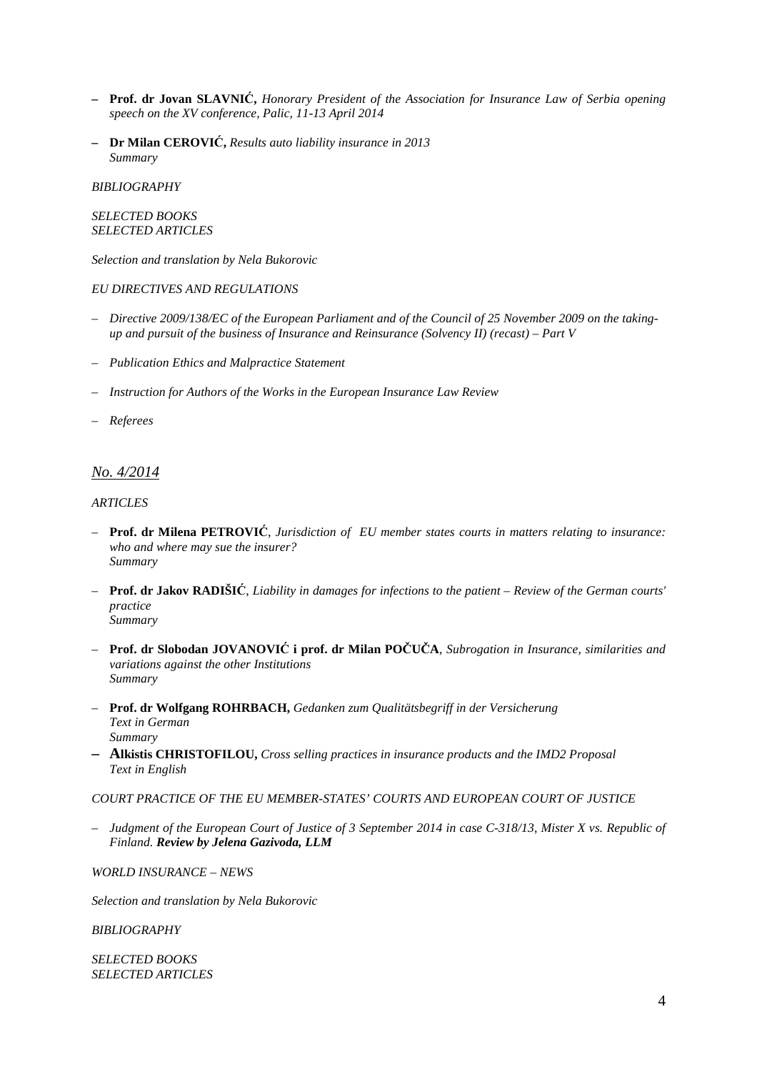- **Prof. dr Jovan SLAVNIĆ,** *Honorary President of the Association for Insurance Law of Serbia opening speech on the XV conference, Palic, 11-13 April 2014*

- **Dr Milan CEROVIĆ,** *Results auto liability insurance in 2013*
  *Summary*

*BIBLIOGRAPHY*

*SELECTED BOOKS*
*SELECTED ARTICLES*

*Selection and translation by Nela Bukorovic*

*EU DIRECTIVES AND REGULATIONS*

- *Directive 2009/138/EC of the European Parliament and of the Council of 25 November 2009 on the taking-up and pursuit of the business of Insurance and Reinsurance (Solvency II) (recast) – Part V*

- *Publication Ethics and Malpractice Statement*

- *Instruction for Authors of the Works in the European Insurance Law Review*

- *Referees*

## *No. 4/2014*

*ARTICLES*

- **Prof. dr Milena PETROVIĆ**, *Jurisdiction of EU member states courts in matters relating to insurance: who and where may sue the insurer?*
  *Summary*

- **Prof. dr Jakov RADIŠIĆ**, *Liability in damages for infections to the patient – Review of the German courts' practice*
  *Summary*

- **Prof. dr Slobodan JOVANOVIĆ i prof. dr Milan POČUČA**, *Subrogation in Insurance, similarities and variations against the other Institutions*
  *Summary*

- **Prof. dr Wolfgang ROHRBACH,** *Gedanken zum Qualitätsbegriff in der Versicherung*
  *Text in German*
  *Summary*
- **Alkistis CHRISTOFILOU,** *Cross selling practices in insurance products and the IMD2 Proposal*
  *Text in English*

*COURT PRACTICE OF THE EU MEMBER-STATES' COURTS AND EUROPEAN COURT OF JUSTICE*

- *Judgment of the European Court of Justice of 3 September 2014 in case C-318/13, Mister X vs. Republic of Finland.* ***Review by Jelena Gazivoda, LLM***

*WORLD INSURANCE – NEWS*

*Selection and translation by Nela Bukorovic*

*BIBLIOGRAPHY*

*SELECTED BOOKS*
*SELECTED ARTICLES*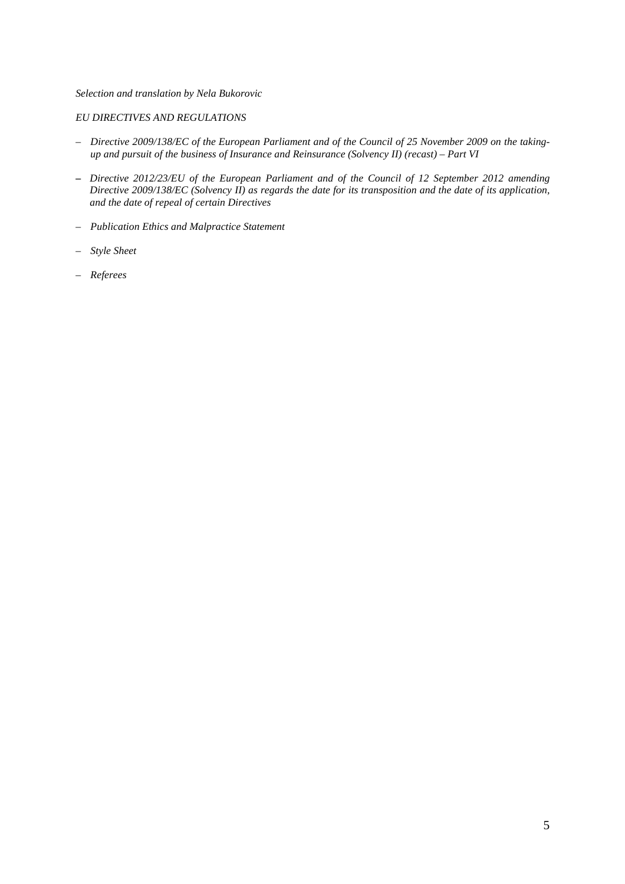*Selection and translation by Nela Bukorovic*

*EU DIRECTIVES AND REGULATIONS*

- *Directive 2009/138/EC of the European Parliament and of the Council of 25 November 2009 on the taking-up and pursuit of the business of Insurance and Reinsurance (Solvency II) (recast) – Part VI*
- *Directive 2012/23/EU of the European Parliament and of the Council of 12 September 2012 amending Directive 2009/138/EC (Solvency II) as regards the date for its transposition and the date of its application, and the date of repeal of certain Directives*
- *Publication Ethics and Malpractice Statement*
- *Style Sheet*
- *Referees*